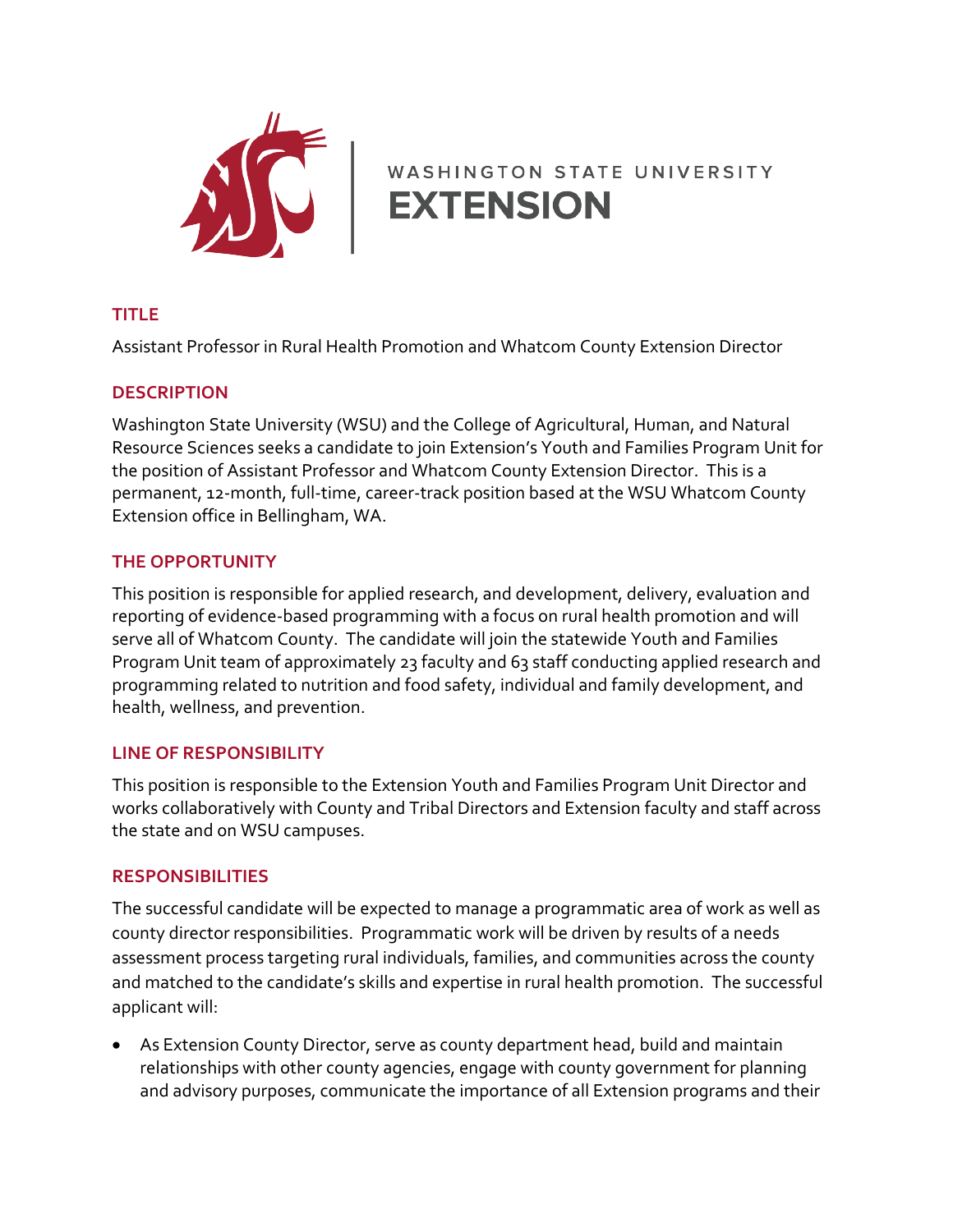WASHINGTON STATE UNIVERSITY
**EXTENSION**

## TITLE

Assistant Professor in Rural Health Promotion and Whatcom County Extension Director

## DESCRIPTION

Washington State University (WSU) and the College of Agricultural, Human, and Natural Resource Sciences seeks a candidate to join Extension's Youth and Families Program Unit for the position of Assistant Professor and Whatcom County Extension Director. This is a permanent, 12-month, full-time, career-track position based at the WSU Whatcom County Extension office in Bellingham, WA.

## THE OPPORTUNITY

This position is responsible for applied research, and development, delivery, evaluation and reporting of evidence-based programming with a focus on rural health promotion and will serve all of Whatcom County. The candidate will join the statewide Youth and Families Program Unit team of approximately 23 faculty and 63 staff conducting applied research and programming related to nutrition and food safety, individual and family development, and health, wellness, and prevention.

## LINE OF RESPONSIBILITY

This position is responsible to the Extension Youth and Families Program Unit Director and works collaboratively with County and Tribal Directors and Extension faculty and staff across the state and on WSU campuses.

## RESPONSIBILITIES

The successful candidate will be expected to manage a programmatic area of work as well as county director responsibilities. Programmatic work will be driven by results of a needs assessment process targeting rural individuals, families, and communities across the county and matched to the candidate's skills and expertise in rural health promotion. The successful applicant will:

- As Extension County Director, serve as county department head, build and maintain relationships with other county agencies, engage with county government for planning and advisory purposes, communicate the importance of all Extension programs and their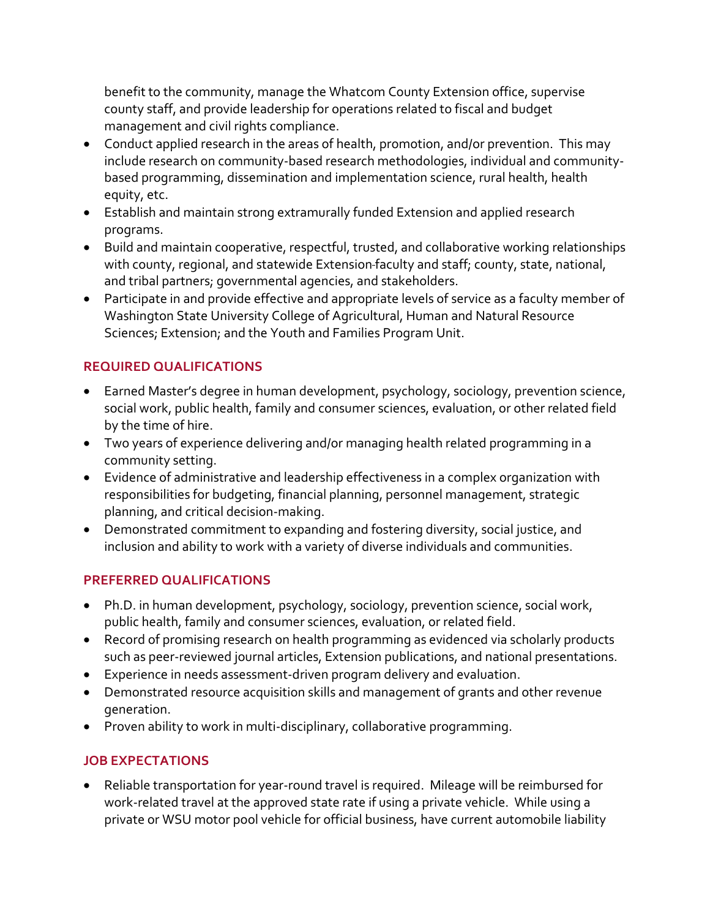benefit to the community, manage the Whatcom County Extension office, supervise county staff, and provide leadership for operations related to fiscal and budget management and civil rights compliance.

- Conduct applied research in the areas of health, promotion, and/or prevention. This may include research on community-based research methodologies, individual and community-based programming, dissemination and implementation science, rural health, health equity, etc.
- Establish and maintain strong extramurally funded Extension and applied research programs.
- Build and maintain cooperative, respectful, trusted, and collaborative working relationships with county, regional, and statewide Extension faculty and staff; county, state, national, and tribal partners; governmental agencies, and stakeholders.
- Participate in and provide effective and appropriate levels of service as a faculty member of Washington State University College of Agricultural, Human and Natural Resource Sciences; Extension; and the Youth and Families Program Unit.

## REQUIRED QUALIFICATIONS

- Earned Master's degree in human development, psychology, sociology, prevention science, social work, public health, family and consumer sciences, evaluation, or other related field by the time of hire.
- Two years of experience delivering and/or managing health related programming in a community setting.
- Evidence of administrative and leadership effectiveness in a complex organization with responsibilities for budgeting, financial planning, personnel management, strategic planning, and critical decision-making.
- Demonstrated commitment to expanding and fostering diversity, social justice, and inclusion and ability to work with a variety of diverse individuals and communities.

## PREFERRED QUALIFICATIONS

- Ph.D. in human development, psychology, sociology, prevention science, social work, public health, family and consumer sciences, evaluation, or related field.
- Record of promising research on health programming as evidenced via scholarly products such as peer-reviewed journal articles, Extension publications, and national presentations.
- Experience in needs assessment-driven program delivery and evaluation.
- Demonstrated resource acquisition skills and management of grants and other revenue generation.
- Proven ability to work in multi-disciplinary, collaborative programming.

## JOB EXPECTATIONS

- Reliable transportation for year-round travel is required. Mileage will be reimbursed for work-related travel at the approved state rate if using a private vehicle. While using a private or WSU motor pool vehicle for official business, have current automobile liability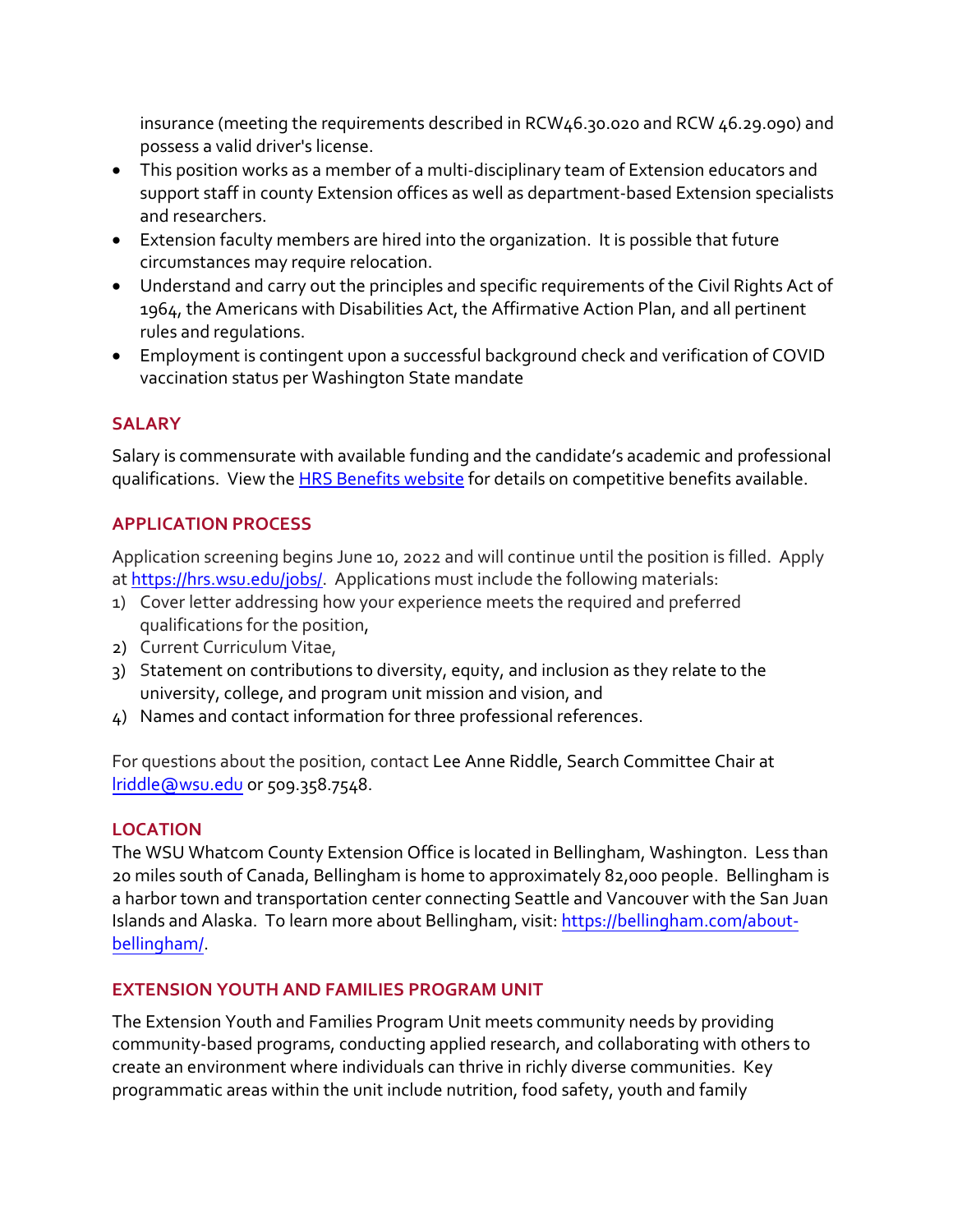insurance (meeting the requirements described in RCW46.30.020 and RCW 46.29.090) and possess a valid driver's license.

- This position works as a member of a multi-disciplinary team of Extension educators and support staff in county Extension offices as well as department-based Extension specialists and researchers.
- Extension faculty members are hired into the organization. It is possible that future circumstances may require relocation.
- Understand and carry out the principles and specific requirements of the Civil Rights Act of 1964, the Americans with Disabilities Act, the Affirmative Action Plan, and all pertinent rules and regulations.
- Employment is contingent upon a successful background check and verification of COVID vaccination status per Washington State mandate

## SALARY

Salary is commensurate with available funding and the candidate's academic and professional qualifications. View the [HRS Benefits website]() for details on competitive benefits available.

## APPLICATION PROCESS

Application screening begins June 10, 2022 and will continue until the position is filled. Apply at [https://hrs.wsu.edu/jobs/](https://hrs.wsu.edu/jobs/). Applications must include the following materials:

1) Cover letter addressing how your experience meets the required and preferred qualifications for the position,
2) Current Curriculum Vitae,
3) Statement on contributions to diversity, equity, and inclusion as they relate to the university, college, and program unit mission and vision, and
4) Names and contact information for three professional references.

For questions about the position, contact Lee Anne Riddle, Search Committee Chair at [lriddle@wsu.edu](mailto:lriddle@wsu.edu) or 509.358.7548.

## LOCATION

The WSU Whatcom County Extension Office is located in Bellingham, Washington. Less than 20 miles south of Canada, Bellingham is home to approximately 82,000 people. Bellingham is a harbor town and transportation center connecting Seattle and Vancouver with the San Juan Islands and Alaska. To learn more about Bellingham, visit: [https://bellingham.com/about-bellingham/](https://bellingham.com/about-bellingham/).

## EXTENSION YOUTH AND FAMILIES PROGRAM UNIT

The Extension Youth and Families Program Unit meets community needs by providing community-based programs, conducting applied research, and collaborating with others to create an environment where individuals can thrive in richly diverse communities. Key programmatic areas within the unit include nutrition, food safety, youth and family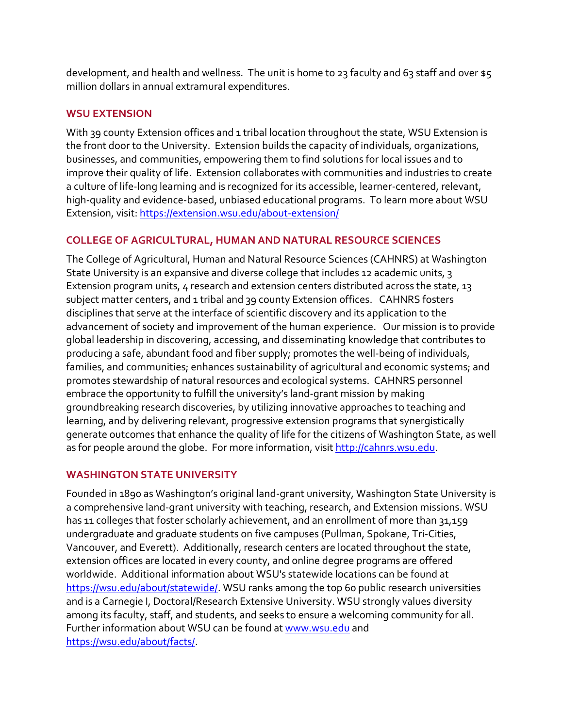development, and health and wellness. The unit is home to 23 faculty and 63 staff and over $5 million dollars in annual extramural expenditures.

## WSU EXTENSION

With 39 county Extension offices and 1 tribal location throughout the state, WSU Extension is the front door to the University. Extension builds the capacity of individuals, organizations, businesses, and communities, empowering them to find solutions for local issues and to improve their quality of life. Extension collaborates with communities and industries to create a culture of life-long learning and is recognized for its accessible, learner-centered, relevant, high-quality and evidence-based, unbiased educational programs. To learn more about WSU Extension, visit: https://extension.wsu.edu/about-extension/

## COLLEGE OF AGRICULTURAL, HUMAN AND NATURAL RESOURCE SCIENCES

The College of Agricultural, Human and Natural Resource Sciences (CAHNRS) at Washington State University is an expansive and diverse college that includes 12 academic units, 3 Extension program units, 4 research and extension centers distributed across the state, 13 subject matter centers, and 1 tribal and 39 county Extension offices. CAHNRS fosters disciplines that serve at the interface of scientific discovery and its application to the advancement of society and improvement of the human experience. Our mission is to provide global leadership in discovering, accessing, and disseminating knowledge that contributes to producing a safe, abundant food and fiber supply; promotes the well-being of individuals, families, and communities; enhances sustainability of agricultural and economic systems; and promotes stewardship of natural resources and ecological systems. CAHNRS personnel embrace the opportunity to fulfill the university's land-grant mission by making groundbreaking research discoveries, by utilizing innovative approaches to teaching and learning, and by delivering relevant, progressive extension programs that synergistically generate outcomes that enhance the quality of life for the citizens of Washington State, as well as for people around the globe. For more information, visit http://cahnrs.wsu.edu.

## WASHINGTON STATE UNIVERSITY

Founded in 1890 as Washington's original land-grant university, Washington State University is a comprehensive land-grant university with teaching, research, and Extension missions. WSU has 11 colleges that foster scholarly achievement, and an enrollment of more than 31,159 undergraduate and graduate students on five campuses (Pullman, Spokane, Tri-Cities, Vancouver, and Everett). Additionally, research centers are located throughout the state, extension offices are located in every county, and online degree programs are offered worldwide. Additional information about WSU's statewide locations can be found at https://wsu.edu/about/statewide/. WSU ranks among the top 60 public research universities and is a Carnegie I, Doctoral/Research Extensive University. WSU strongly values diversity among its faculty, staff, and students, and seeks to ensure a welcoming community for all. Further information about WSU can be found at www.wsu.edu and https://wsu.edu/about/facts/.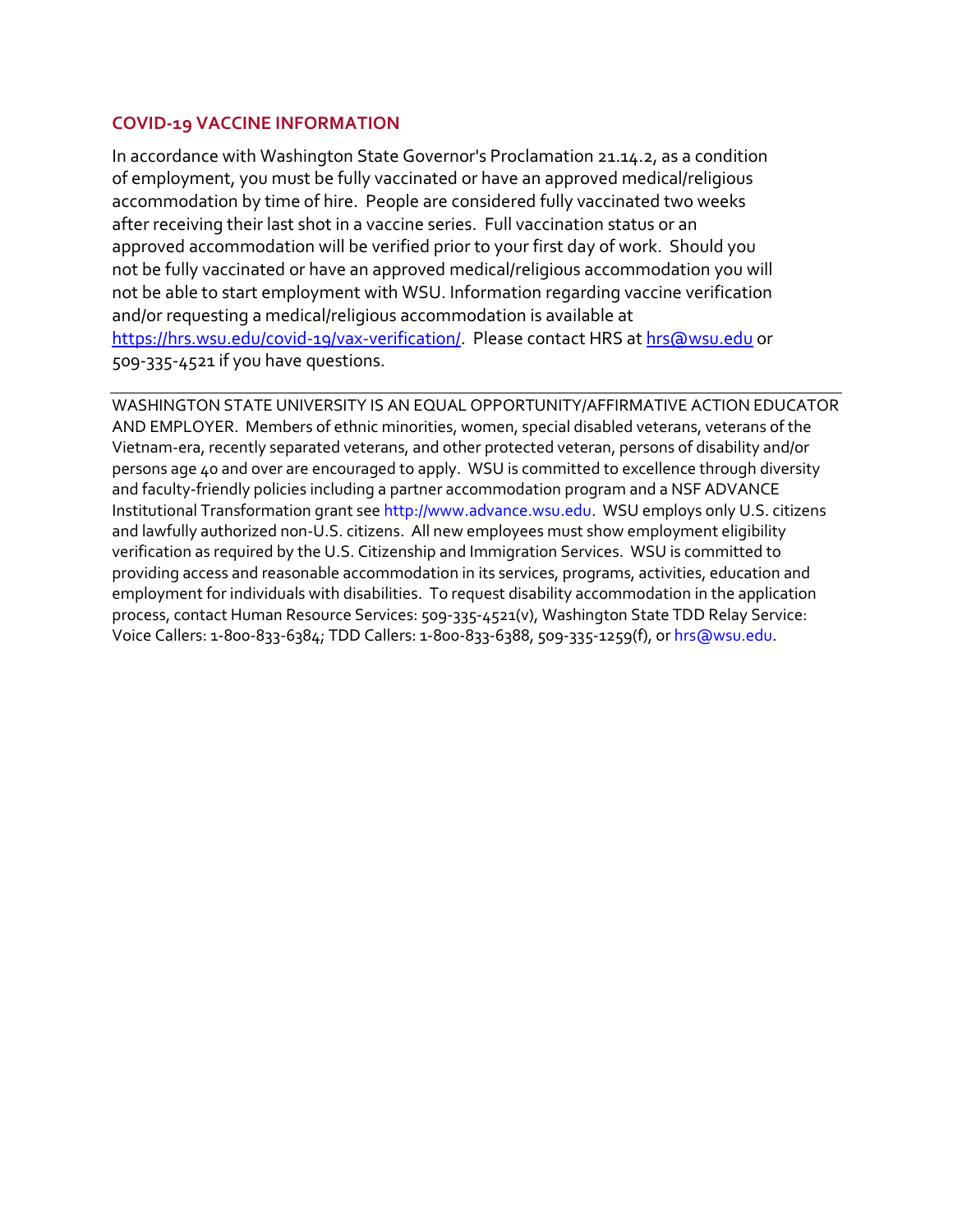## COVID-19 VACCINE INFORMATION

In accordance with Washington State Governor's Proclamation 21.14.2, as a condition of employment, you must be fully vaccinated or have an approved medical/religious accommodation by time of hire. People are considered fully vaccinated two weeks after receiving their last shot in a vaccine series. Full vaccination status or an approved accommodation will be verified prior to your first day of work. Should you not be fully vaccinated or have an approved medical/religious accommodation you will not be able to start employment with WSU. Information regarding vaccine verification and/or requesting a medical/religious accommodation is available at https://hrs.wsu.edu/covid-19/vax-verification/. Please contact HRS at hrs@wsu.edu or 509-335-4521 if you have questions.

---

WASHINGTON STATE UNIVERSITY IS AN EQUAL OPPORTUNITY/AFFIRMATIVE ACTION EDUCATOR AND EMPLOYER. Members of ethnic minorities, women, special disabled veterans, veterans of the Vietnam-era, recently separated veterans, and other protected veteran, persons of disability and/or persons age 40 and over are encouraged to apply. WSU is committed to excellence through diversity and faculty-friendly policies including a partner accommodation program and a NSF ADVANCE Institutional Transformation grant see http://www.advance.wsu.edu. WSU employs only U.S. citizens and lawfully authorized non-U.S. citizens. All new employees must show employment eligibility verification as required by the U.S. Citizenship and Immigration Services. WSU is committed to providing access and reasonable accommodation in its services, programs, activities, education and employment for individuals with disabilities. To request disability accommodation in the application process, contact Human Resource Services: 509-335-4521(v), Washington State TDD Relay Service: Voice Callers: 1-800-833-6384; TDD Callers: 1-800-833-6388, 509-335-1259(f), or hrs@wsu.edu.